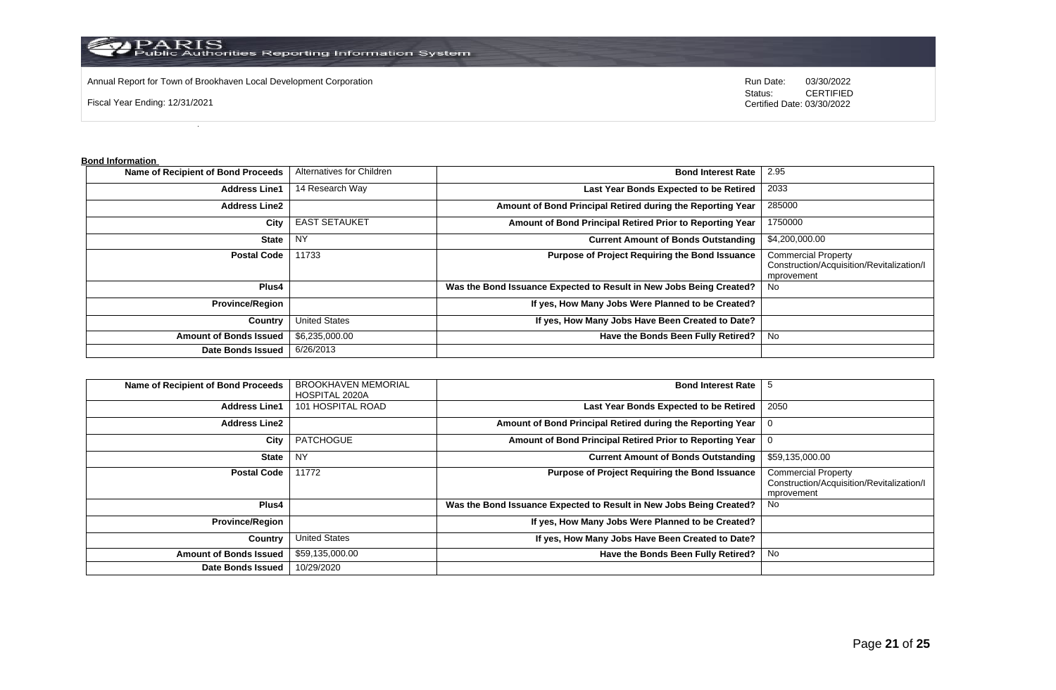Annual Report for Town of Brookhaven Local Development Corporation

Fiscal Year Ending: 12/31/2021

Run Date: 03/30/2022
Status: CERTIFIED
Certified Date: 03/30/2022

**Bond Information**

| Name of Recipient of Bond Proceeds | Alternatives for Children | Bond Interest Rate | 2.95 |
|---|---|---|---|
| Address Line1 | 14 Research Way | Last Year Bonds Expected to be Retired | 2033 |
| Address Line2 | | Amount of Bond Principal Retired during the Reporting Year | 285000 |
| City | EAST SETAUKET | Amount of Bond Principal Retired Prior to Reporting Year | 1750000 |
| State | NY | Current Amount of Bonds Outstanding | $4,200,000.00 |
| Postal Code | 11733 | Purpose of Project Requiring the Bond Issuance | Commercial Property Construction/Acquisition/Revitalization/Improvement |
| Plus4 | | Was the Bond Issuance Expected to Result in New Jobs Being Created? | No |
| Province/Region | | If yes, How Many Jobs Were Planned to be Created? | |
| Country | United States | If yes, How Many Jobs Have Been Created to Date? | |
| Amount of Bonds Issued | $6,235,000.00 | Have the Bonds Been Fully Retired? | No |
| Date Bonds Issued | 6/26/2013 | | |

| Name of Recipient of Bond Proceeds | BROOKHAVEN MEMORIAL HOSPITAL 2020A | Bond Interest Rate | 5 |
|---|---|---|---|
| Address Line1 | 101 HOSPITAL ROAD | Last Year Bonds Expected to be Retired | 2050 |
| Address Line2 | | Amount of Bond Principal Retired during the Reporting Year | 0 |
| City | PATCHOGUE | Amount of Bond Principal Retired Prior to Reporting Year | 0 |
| State | NY | Current Amount of Bonds Outstanding | $59,135,000.00 |
| Postal Code | 11772 | Purpose of Project Requiring the Bond Issuance | Commercial Property Construction/Acquisition/Revitalization/Improvement |
| Plus4 | | Was the Bond Issuance Expected to Result in New Jobs Being Created? | No |
| Province/Region | | If yes, How Many Jobs Were Planned to be Created? | |
| Country | United States | If yes, How Many Jobs Have Been Created to Date? | |
| Amount of Bonds Issued | $59,135,000.00 | Have the Bonds Been Fully Retired? | No |
| Date Bonds Issued | 10/29/2020 | | |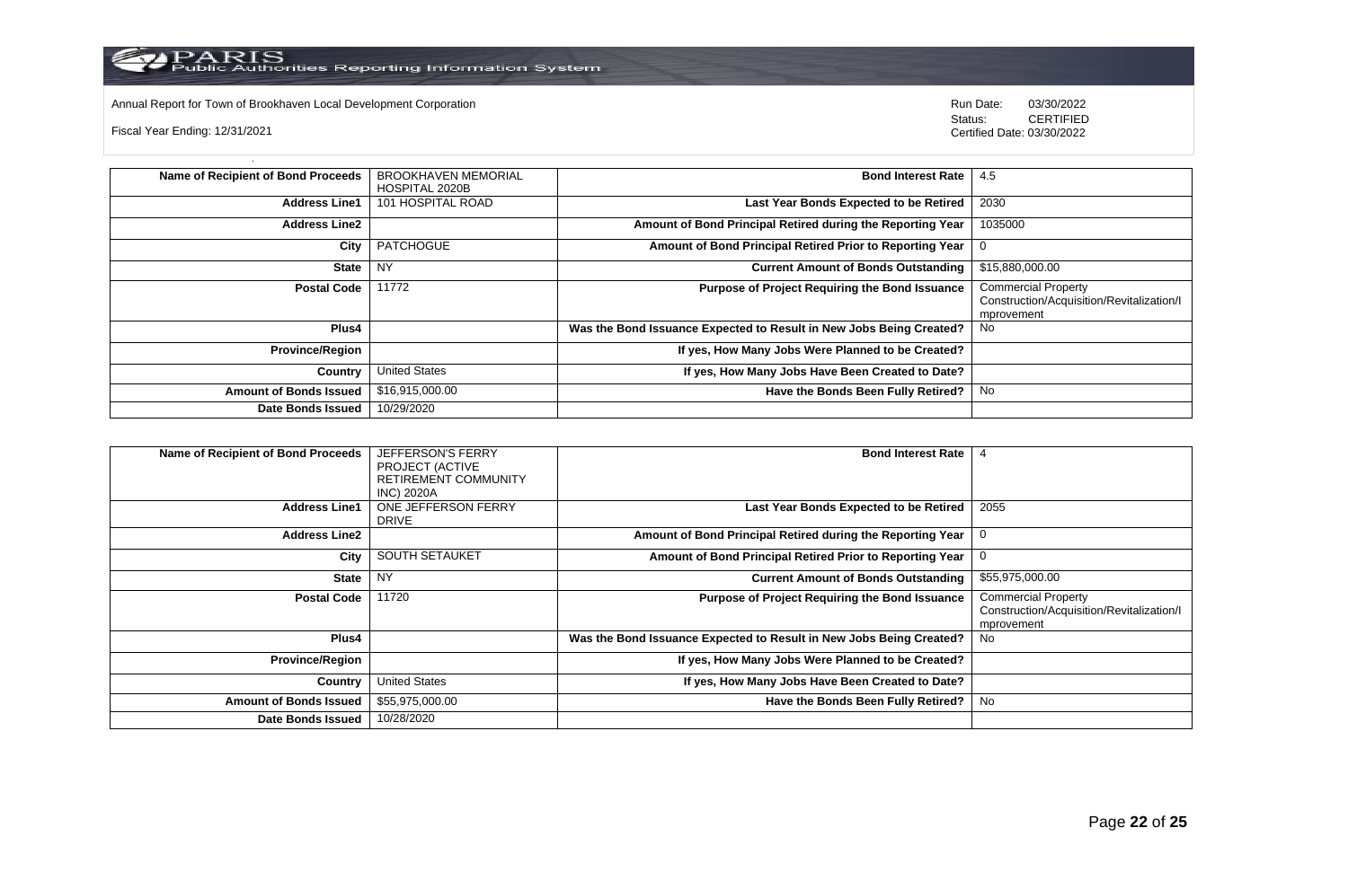Annual Report for Town of Brookhaven Local Development Corporation

Fiscal Year Ending: 12/31/2021

Run Date: 03/30/2022
Status: CERTIFIED
Certified Date: 03/30/2022

| Name of Recipient of Bond Proceeds | BROOKHAVEN MEMORIAL HOSPITAL 2020B | Bond Interest Rate | 4.5 |
|---|---|---|---|
| Address Line1 | 101 HOSPITAL ROAD | Last Year Bonds Expected to be Retired | 2030 |
| Address Line2 | | Amount of Bond Principal Retired during the Reporting Year | 1035000 |
| City | PATCHOGUE | Amount of Bond Principal Retired Prior to Reporting Year | 0 |
| State | NY | Current Amount of Bonds Outstanding | $15,880,000.00 |
| Postal Code | 11772 | Purpose of Project Requiring the Bond Issuance | Commercial Property Construction/Acquisition/Revitalization/Improvement |
| Plus4 | | Was the Bond Issuance Expected to Result in New Jobs Being Created? | No |
| Province/Region | | If yes, How Many Jobs Were Planned to be Created? | |
| Country | United States | If yes, How Many Jobs Have Been Created to Date? | |
| Amount of Bonds Issued | $16,915,000.00 | Have the Bonds Been Fully Retired? | No |
| Date Bonds Issued | 10/29/2020 | | |

| Name of Recipient of Bond Proceeds | JEFFERSON'S FERRY PROJECT (ACTIVE RETIREMENT COMMUNITY INC) 2020A | Bond Interest Rate | 4 |
|---|---|---|---|
| Address Line1 | ONE JEFFERSON FERRY DRIVE | Last Year Bonds Expected to be Retired | 2055 |
| Address Line2 | | Amount of Bond Principal Retired during the Reporting Year | 0 |
| City | SOUTH SETAUKET | Amount of Bond Principal Retired Prior to Reporting Year | 0 |
| State | NY | Current Amount of Bonds Outstanding | $55,975,000.00 |
| Postal Code | 11720 | Purpose of Project Requiring the Bond Issuance | Commercial Property Construction/Acquisition/Revitalization/Improvement |
| Plus4 | | Was the Bond Issuance Expected to Result in New Jobs Being Created? | No |
| Province/Region | | If yes, How Many Jobs Were Planned to be Created? | |
| Country | United States | If yes, How Many Jobs Have Been Created to Date? | |
| Amount of Bonds Issued | $55,975,000.00 | Have the Bonds Been Fully Retired? | No |
| Date Bonds Issued | 10/28/2020 | | |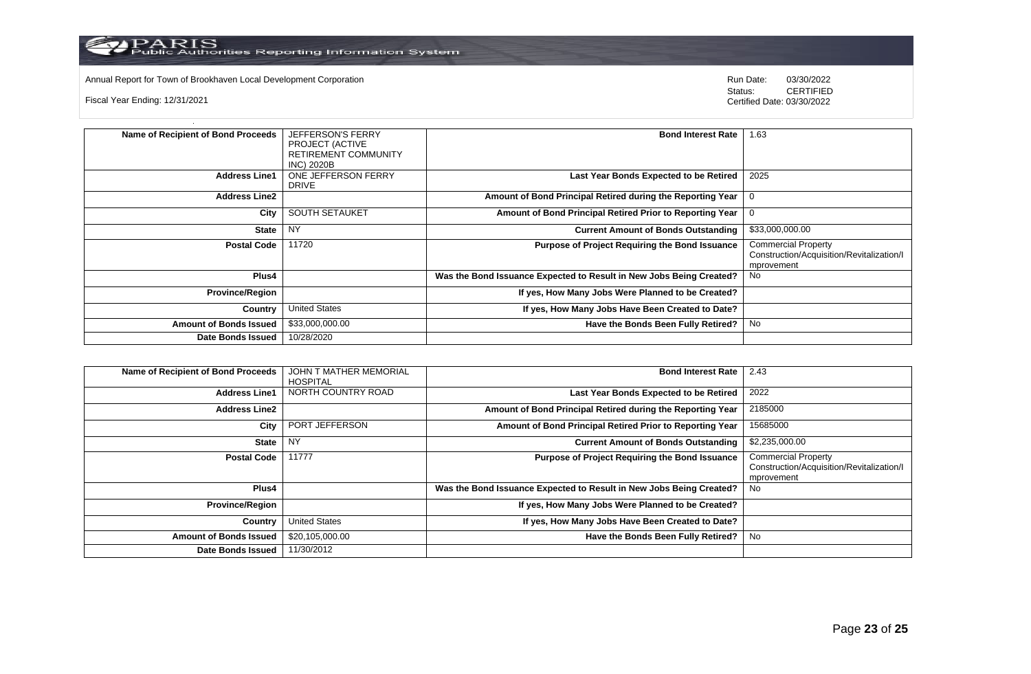Annual Report for Town of Brookhaven Local Development Corporation

Fiscal Year Ending: 12/31/2021

Run Date: 03/30/2022
Status: CERTIFIED
Certified Date: 03/30/2022

| Name of Recipient of Bond Proceeds | JEFFERSON'S FERRY PROJECT (ACTIVE RETIREMENT COMMUNITY INC) 2020B | Bond Interest Rate | 1.63 |
|---|---|---|---|
| Address Line1 | ONE JEFFERSON FERRY DRIVE | Last Year Bonds Expected to be Retired | 2025 |
| Address Line2 | | Amount of Bond Principal Retired during the Reporting Year | 0 |
| City | SOUTH SETAUKET | Amount of Bond Principal Retired Prior to Reporting Year | 0 |
| State | NY | Current Amount of Bonds Outstanding | $33,000,000.00 |
| Postal Code | 11720 | Purpose of Project Requiring the Bond Issuance | Commercial Property Construction/Acquisition/Revitalization/Improvement |
| Plus4 | | Was the Bond Issuance Expected to Result in New Jobs Being Created? | No |
| Province/Region | | If yes, How Many Jobs Were Planned to be Created? | |
| Country | United States | If yes, How Many Jobs Have Been Created to Date? | |
| Amount of Bonds Issued | $33,000,000.00 | Have the Bonds Been Fully Retired? | No |
| Date Bonds Issued | 10/28/2020 | | |

| Name of Recipient of Bond Proceeds | JOHN T MATHER MEMORIAL HOSPITAL | Bond Interest Rate | 2.43 |
|---|---|---|---|
| Address Line1 | NORTH COUNTRY ROAD | Last Year Bonds Expected to be Retired | 2022 |
| Address Line2 | | Amount of Bond Principal Retired during the Reporting Year | 2185000 |
| City | PORT JEFFERSON | Amount of Bond Principal Retired Prior to Reporting Year | 15685000 |
| State | NY | Current Amount of Bonds Outstanding | $2,235,000.00 |
| Postal Code | 11777 | Purpose of Project Requiring the Bond Issuance | Commercial Property Construction/Acquisition/Revitalization/Improvement |
| Plus4 | | Was the Bond Issuance Expected to Result in New Jobs Being Created? | No |
| Province/Region | | If yes, How Many Jobs Were Planned to be Created? | |
| Country | United States | If yes, How Many Jobs Have Been Created to Date? | |
| Amount of Bonds Issued | $20,105,000.00 | Have the Bonds Been Fully Retired? | No |
| Date Bonds Issued | 11/30/2012 | | |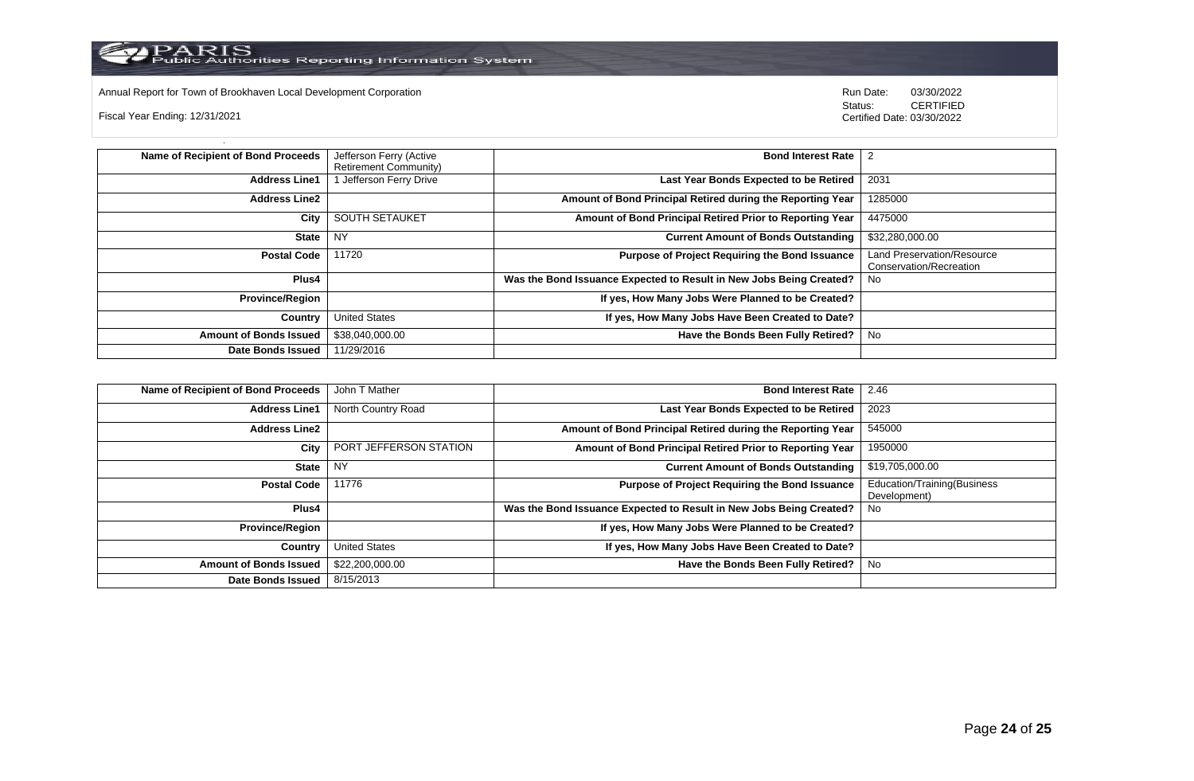Annual Report for Town of Brookhaven Local Development Corporation

Fiscal Year Ending: 12/31/2021

Run Date: 03/30/2022
Status: CERTIFIED
Certified Date: 03/30/2022

| Name of Recipient of Bond Proceeds | Jefferson Ferry (Active Retirement Community) | Bond Interest Rate | 2 |
|---|---|---|---|
| Address Line1 | 1 Jefferson Ferry Drive | Last Year Bonds Expected to be Retired | 2031 |
| Address Line2 | | Amount of Bond Principal Retired during the Reporting Year | 1285000 |
| City | SOUTH SETAUKET | Amount of Bond Principal Retired Prior to Reporting Year | 4475000 |
| State | NY | Current Amount of Bonds Outstanding | $32,280,000.00 |
| Postal Code | 11720 | Purpose of Project Requiring the Bond Issuance | Land Preservation/Resource Conservation/Recreation |
| Plus4 | | Was the Bond Issuance Expected to Result in New Jobs Being Created? | No |
| Province/Region | | If yes, How Many Jobs Were Planned to be Created? | |
| Country | United States | If yes, How Many Jobs Have Been Created to Date? | |
| Amount of Bonds Issued | $38,040,000.00 | Have the Bonds Been Fully Retired? | No |
| Date Bonds Issued | 11/29/2016 | | |

| Name of Recipient of Bond Proceeds | John T Mather | Bond Interest Rate | 2.46 |
|---|---|---|---|
| Address Line1 | North Country Road | Last Year Bonds Expected to be Retired | 2023 |
| Address Line2 | | Amount of Bond Principal Retired during the Reporting Year | 545000 |
| City | PORT JEFFERSON STATION | Amount of Bond Principal Retired Prior to Reporting Year | 1950000 |
| State | NY | Current Amount of Bonds Outstanding | $19,705,000.00 |
| Postal Code | 11776 | Purpose of Project Requiring the Bond Issuance | Education/Training(Business Development) |
| Plus4 | | Was the Bond Issuance Expected to Result in New Jobs Being Created? | No |
| Province/Region | | If yes, How Many Jobs Were Planned to be Created? | |
| Country | United States | If yes, How Many Jobs Have Been Created to Date? | |
| Amount of Bonds Issued | $22,200,000.00 | Have the Bonds Been Fully Retired? | No |
| Date Bonds Issued | 8/15/2013 | | |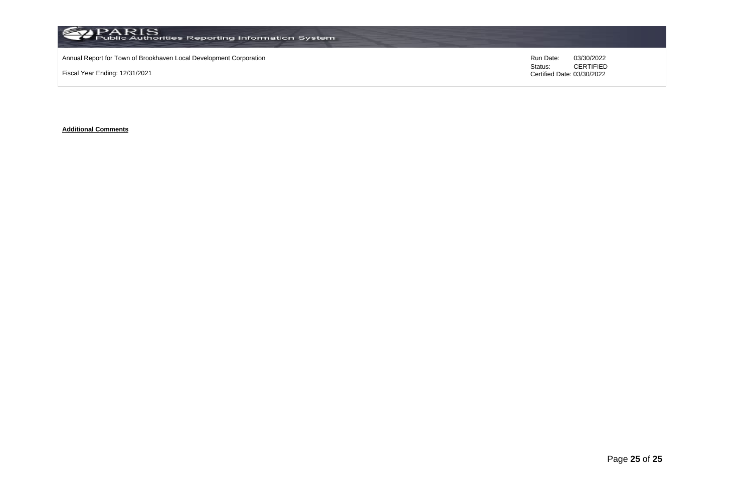**Additional Comments**